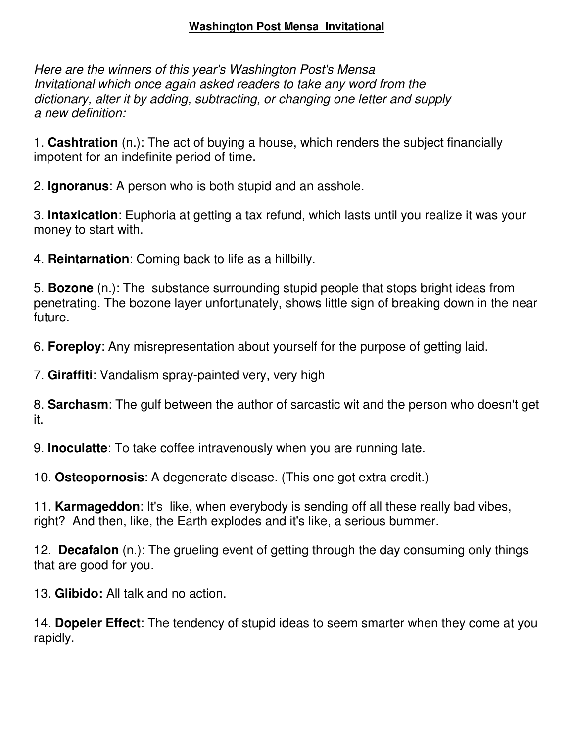**Washington Post Mensa Invitational**

*Here are the winners of this year's Washington Post's Mensa Invitational which once again asked readers to take any word from the dictionary, alter it by adding, subtracting, or changing one letter and supply a new definition:*

1. **Cashtration** (n.): The act of buying a house, which renders the subject financially impotent for an indefinite period of time.

2. **Ignoranus**: A person who is both stupid and an asshole.

3. **Intaxication**: Euphoria at getting a tax refund, which lasts until you realize it was your money to start with.

4. **Reintarnation**: Coming back to life as a hillbilly.

5. **Bozone** (n.): The substance surrounding stupid people that stops bright ideas from penetrating. The bozone layer unfortunately, shows little sign of breaking down in the near future.

6. **Foreploy**: Any misrepresentation about yourself for the purpose of getting laid.

7. **Giraffiti**: Vandalism spray-painted very, very high

8. **Sarchasm**: The gulf between the author of sarcastic wit and the person who doesn't get it.

9. **Inoculatte**: To take coffee intravenously when you are running late.

10. **Osteopornosis**: A degenerate disease. (This one got extra credit.)

11. **Karmageddon**: It's like, when everybody is sending off all these really bad vibes, right? And then, like, the Earth explodes and it's like, a serious bummer.

12. **Decafalon** (n.): The grueling event of getting through the day consuming only things that are good for you.

13. **Glibido:** All talk and no action.

14. **Dopeler Effect**: The tendency of stupid ideas to seem smarter when they come at you rapidly.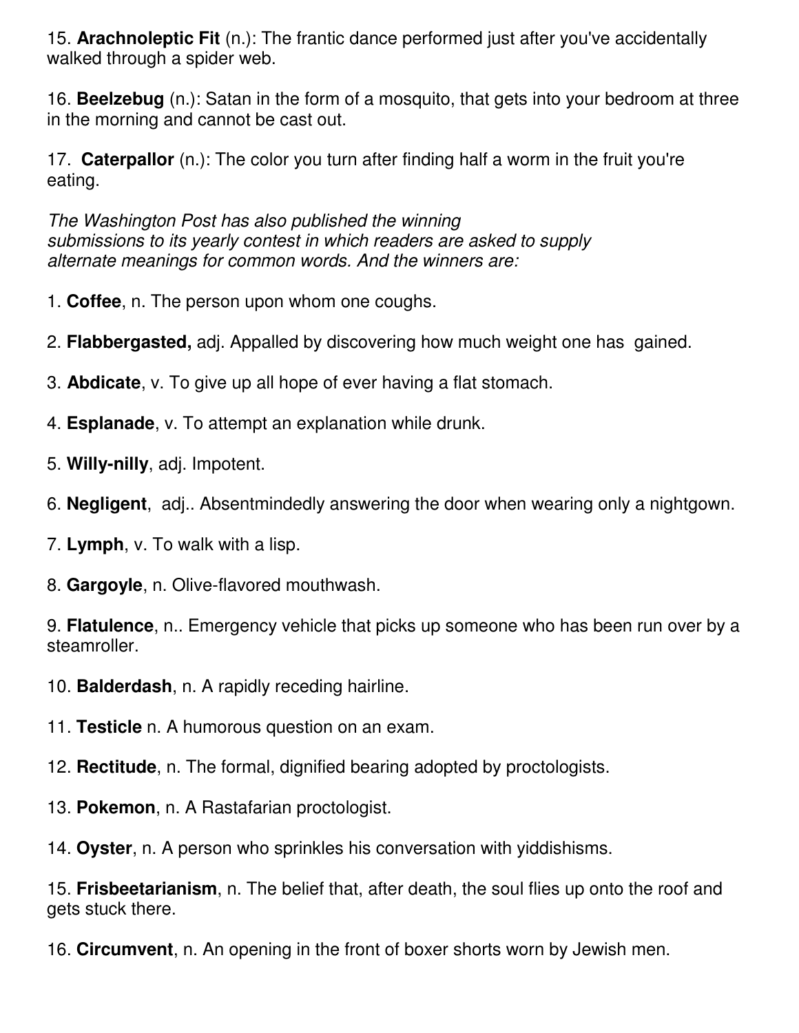15. **Arachnoleptic Fit** (n.): The frantic dance performed just after you've accidentally walked through a spider web.

16. **Beelzebug** (n.): Satan in the form of a mosquito, that gets into your bedroom at three in the morning and cannot be cast out.

17. **Caterpallor** (n.): The color you turn after finding half a worm in the fruit you're eating.

*The Washington Post has also published the winning submissions to its yearly contest in which readers are asked to supply alternate meanings for common words. And the winners are:*

1. **Coffee**, n. The person upon whom one coughs.

2. **Flabbergasted,** adj. Appalled by discovering how much weight one has gained.

3. **Abdicate**, v. To give up all hope of ever having a flat stomach.

4. **Esplanade**, v. To attempt an explanation while drunk.

5. **Willy-nilly**, adj. Impotent.

6. **Negligent**, adj.. Absentmindedly answering the door when wearing only a nightgown.

7. **Lymph**, v. To walk with a lisp.

8. **Gargoyle**, n. Olive-flavored mouthwash.

9. **Flatulence**, n.. Emergency vehicle that picks up someone who has been run over by a steamroller.

10. **Balderdash**, n. A rapidly receding hairline.

11. **Testicle** n. A humorous question on an exam.

12. **Rectitude**, n. The formal, dignified bearing adopted by proctologists.

13. **Pokemon**, n. A Rastafarian proctologist.

14. **Oyster**, n. A person who sprinkles his conversation with yiddishisms.

15. **Frisbeetarianism**, n. The belief that, after death, the soul flies up onto the roof and gets stuck there.

16. **Circumvent**, n. An opening in the front of boxer shorts worn by Jewish men.